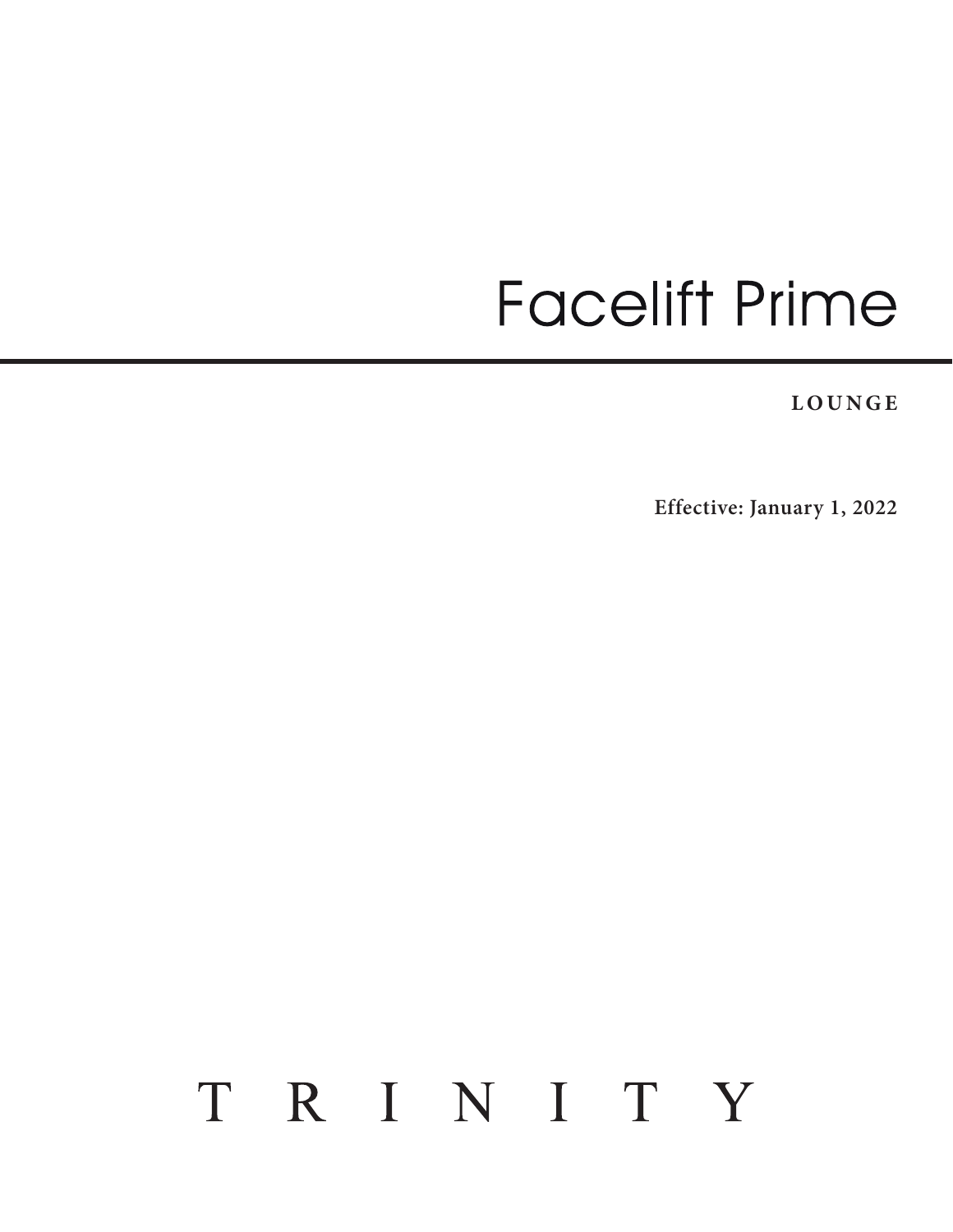# Facelift Prime

**LOUNGE**

**Effective: January 1, 2022**

T R I N I T Y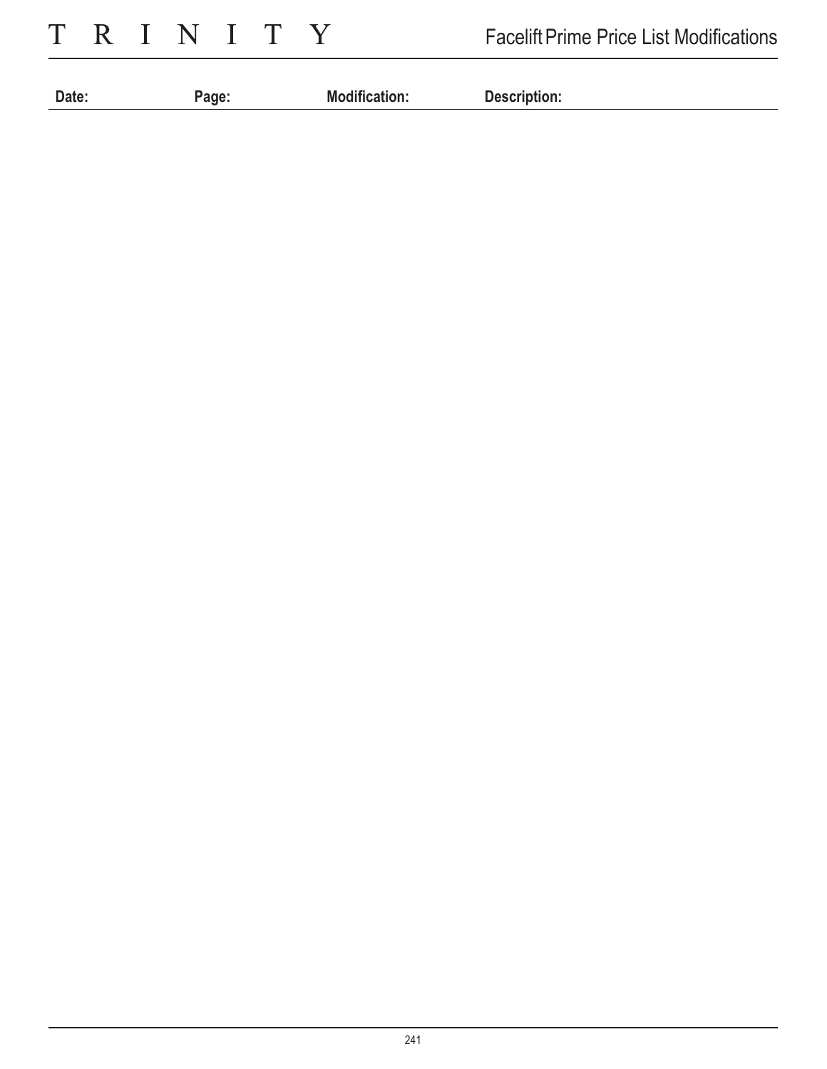| Date: | Page: | Modification: | Description: |
| --- | --- | --- | --- |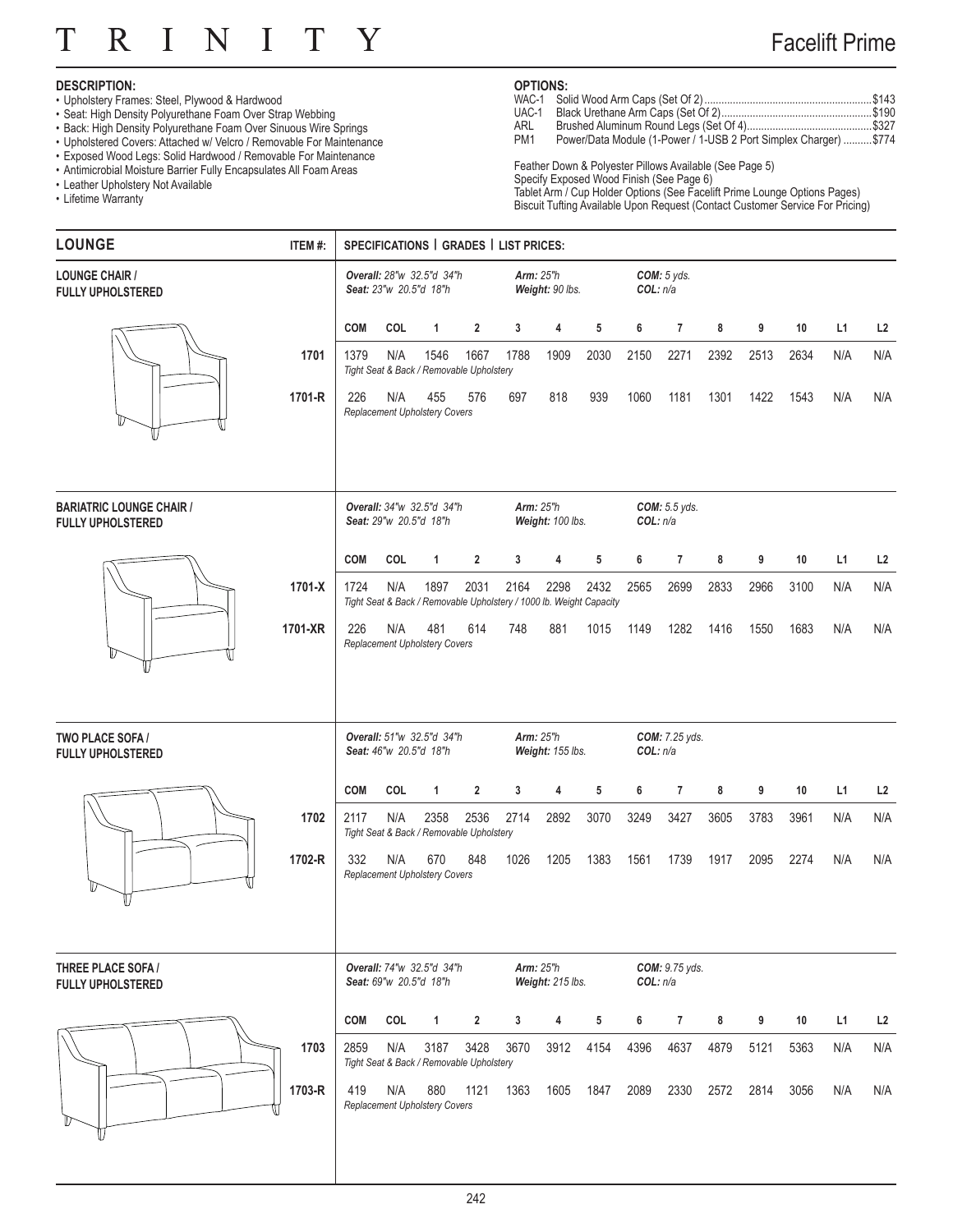# TRINITY

## Facelift Prime

**DESCRIPTION:**

- Upholstery Frames: Steel, Plywood & Hardwood
- Seat: High Density Polyurethane Foam Over Strap Webbing
- Back: High Density Polyurethane Foam Over Sinuous Wire Springs
- Upholstered Covers: Attached w/ Velcro / Removable For Maintenance
- Exposed Wood Legs: Solid Hardwood / Removable For Maintenance
- Antimicrobial Moisture Barrier Fully Encapsulates All Foam Areas
- Leather Upholstery Not Available
- Lifetime Warranty

**OPTIONS:**

| | | |
|---|---|---|
| WAC-1 | Solid Wood Arm Caps (Set Of 2) | $143 |
| UAC-1 | Black Urethane Arm Caps (Set Of 2) | $190 |
| ARL | Brushed Aluminum Round Legs (Set Of 4) | $327 |
| PM1 | Power/Data Module (1-Power / 1-USB 2 Port Simplex Charger) | $774 |

Feather Down & Polyester Pillows Available (See Page 5)
Specify Exposed Wood Finish (See Page 6)
Tablet Arm / Cup Holder Options (See Facelift Prime Lounge Options Pages)
Biscuit Tufting Available Upon Request (Contact Customer Service For Pricing)

| LOUNGE | ITEM #: | SPECIFICATIONS \| GRADES \| LIST PRICES: | | | | | | | | | | | | | |
|---|---|---|---|---|---|---|---|---|---|---|---|---|---|---|---|
| **LOUNGE CHAIR / FULLY UPHOLSTERED** | | *Overall: 28"w 32.5"d 34"h* *Seat: 23"w 20.5"d 18"h* | | | | *Arm: 25"h* *Weight: 90 lbs.* | | | *COM: 5 yds.* *COL: n/a* | | | | | | |
| | | COM | COL | 1 | 2 | 3 | 4 | 5 | 6 | 7 | 8 | 9 | 10 | L1 | L2 |
| | 1701 | 1379 | N/A | 1546 | 1667 | 1788 | 1909 | 2030 | 2150 | 2271 | 2392 | 2513 | 2634 | N/A | N/A |
| | | *Tight Seat & Back / Removable Upholstery* | | | | | | | | | | | | | |
| | 1701-R | 226 | N/A | 455 | 576 | 697 | 818 | 939 | 1060 | 1181 | 1301 | 1422 | 1543 | N/A | N/A |
| | | *Replacement Upholstery Covers* | | | | | | | | | | | | | |
| **BARIATRIC LOUNGE CHAIR / FULLY UPHOLSTERED** | | *Overall: 34"w 32.5"d 34"h* *Seat: 29"w 20.5"d 18"h* | | | | *Arm: 25"h* *Weight: 100 lbs.* | | | *COM: 5.5 yds.* *COL: n/a* | | | | | | |
| | | COM | COL | 1 | 2 | 3 | 4 | 5 | 6 | 7 | 8 | 9 | 10 | L1 | L2 |
| | 1701-X | 1724 | N/A | 1897 | 2031 | 2164 | 2298 | 2432 | 2565 | 2699 | 2833 | 2966 | 3100 | N/A | N/A |
| | | *Tight Seat & Back / Removable Upholstery / 1000 lb. Weight Capacity* | | | | | | | | | | | | | |
| | 1701-XR | 226 | N/A | 481 | 614 | 748 | 881 | 1015 | 1149 | 1282 | 1416 | 1550 | 1683 | N/A | N/A |
| | | *Replacement Upholstery Covers* | | | | | | | | | | | | | |
| **TWO PLACE SOFA / FULLY UPHOLSTERED** | | *Overall: 51"w 32.5"d 34"h* *Seat: 46"w 20.5"d 18"h* | | | | *Arm: 25"h* *Weight: 155 lbs.* | | | *COM: 7.25 yds.* *COL: n/a* | | | | | | |
| | | COM | COL | 1 | 2 | 3 | 4 | 5 | 6 | 7 | 8 | 9 | 10 | L1 | L2 |
| | 1702 | 2117 | N/A | 2358 | 2536 | 2714 | 2892 | 3070 | 3249 | 3427 | 3605 | 3783 | 3961 | N/A | N/A |
| | | *Tight Seat & Back / Removable Upholstery* | | | | | | | | | | | | | |
| | 1702-R | 332 | N/A | 670 | 848 | 1026 | 1205 | 1383 | 1561 | 1739 | 1917 | 2095 | 2274 | N/A | N/A |
| | | *Replacement Upholstery Covers* | | | | | | | | | | | | | |
| **THREE PLACE SOFA / FULLY UPHOLSTERED** | | *Overall: 74"w 32.5"d 34"h* *Seat: 69"w 20.5"d 18"h* | | | | *Arm: 25"h* *Weight: 215 lbs.* | | | *COM: 9.75 yds.* *COL: n/a* | | | | | | |
| | | COM | COL | 1 | 2 | 3 | 4 | 5 | 6 | 7 | 8 | 9 | 10 | L1 | L2 |
| | 1703 | 2859 | N/A | 3187 | 3428 | 3670 | 3912 | 4154 | 4396 | 4637 | 4879 | 5121 | 5363 | N/A | N/A |
| | | *Tight Seat & Back / Removable Upholstery* | | | | | | | | | | | | | |
| | 1703-R | 419 | N/A | 880 | 1121 | 1363 | 1605 | 1847 | 2089 | 2330 | 2572 | 2814 | 3056 | N/A | N/A |
| | | *Replacement Upholstery Covers* | | | | | | | | | | | | | |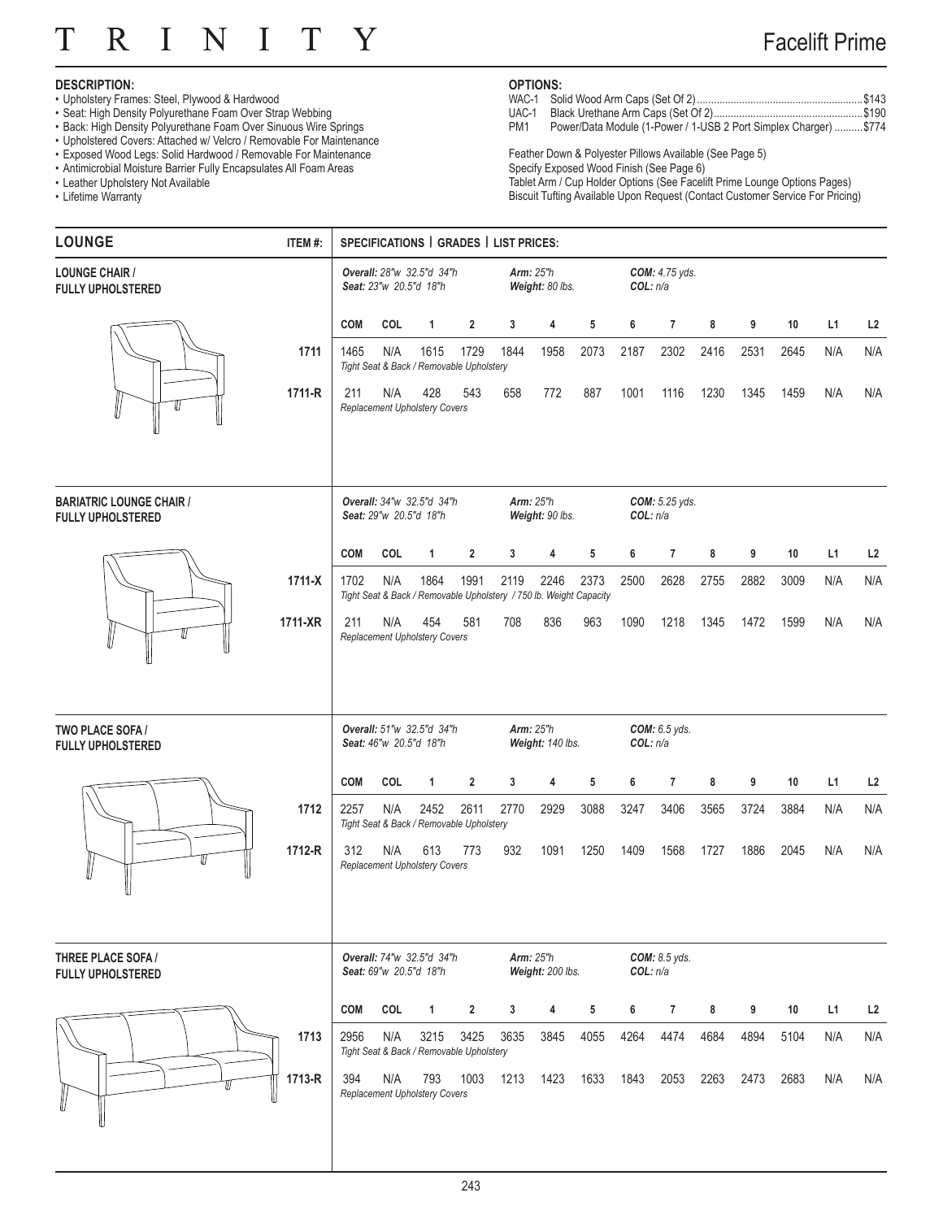# TRINITY

## Facelift Prime

**DESCRIPTION:**

- Upholstery Frames: Steel, Plywood & Hardwood
- Seat: High Density Polyurethane Foam Over Strap Webbing
- Back: High Density Polyurethane Foam Over Sinuous Wire Springs
- Upholstered Covers: Attached w/ Velcro / Removable For Maintenance
- Exposed Wood Legs: Solid Hardwood / Removable For Maintenance
- Antimicrobial Moisture Barrier Fully Encapsulates All Foam Areas
- Leather Upholstery Not Available
- Lifetime Warranty

**OPTIONS:**

WAC-1 Solid Wood Arm Caps (Set Of 2) ............ $143
UAC-1 Black Urethane Arm Caps (Set Of 2) ............ $190
PM1 Power/Data Module (1-Power / 1-USB 2 Port Simplex Charger) ............ $774

Feather Down & Polyester Pillows Available (See Page 5)
Specify Exposed Wood Finish (See Page 6)
Tablet Arm / Cup Holder Options (See Facelift Prime Lounge Options Pages)
Biscuit Tufting Available Upon Request (Contact Customer Service For Pricing)

## LOUNGE

**ITEM #: SPECIFICATIONS | GRADES | LIST PRICES:**

### LOUNGE CHAIR / FULLY UPHOLSTERED

*Overall: 28"w 32.5"d 34"h* *Seat: 23"w 20.5"d 18"h* *Arm: 25"h* *Weight: 80 lbs.* *COM: 4.75 yds.* *COL: n/a*

| Item # | COM | COL | 1 | 2 | 3 | 4 | 5 | 6 | 7 | 8 | 9 | 10 | L1 | L2 |
|---|---|---|---|---|---|---|---|---|---|---|---|---|---|---|
| 1711 | 1465 | N/A | 1615 | 1729 | 1844 | 1958 | 2073 | 2187 | 2302 | 2416 | 2531 | 2645 | N/A | N/A |
| | *Tight Seat & Back / Removable Upholstery* | | | | | | | | | | | | | |
| 1711-R | 211 | N/A | 428 | 543 | 658 | 772 | 887 | 1001 | 1116 | 1230 | 1345 | 1459 | N/A | N/A |
| | *Replacement Upholstery Covers* | | | | | | | | | | | | | |

### BARIATRIC LOUNGE CHAIR / FULLY UPHOLSTERED

*Overall: 34"w 32.5"d 34"h* *Seat: 29"w 20.5"d 18"h* *Arm: 25"h* *Weight: 90 lbs.* *COM: 5.25 yds.* *COL: n/a*

| Item # | COM | COL | 1 | 2 | 3 | 4 | 5 | 6 | 7 | 8 | 9 | 10 | L1 | L2 |
|---|---|---|---|---|---|---|---|---|---|---|---|---|---|---|
| 1711-X | 1702 | N/A | 1864 | 1991 | 2119 | 2246 | 2373 | 2500 | 2628 | 2755 | 2882 | 3009 | N/A | N/A |
| | *Tight Seat & Back / Removable Upholstery / 750 lb. Weight Capacity* | | | | | | | | | | | | | |
| 1711-XR | 211 | N/A | 454 | 581 | 708 | 836 | 963 | 1090 | 1218 | 1345 | 1472 | 1599 | N/A | N/A |
| | *Replacement Upholstery Covers* | | | | | | | | | | | | | |

### TWO PLACE SOFA / FULLY UPHOLSTERED

*Overall: 51"w 32.5"d 34"h* *Seat: 46"w 20.5"d 18"h* *Arm: 25"h* *Weight: 140 lbs.* *COM: 6.5 yds.* *COL: n/a*

| Item # | COM | COL | 1 | 2 | 3 | 4 | 5 | 6 | 7 | 8 | 9 | 10 | L1 | L2 |
|---|---|---|---|---|---|---|---|---|---|---|---|---|---|---|
| 1712 | 2257 | N/A | 2452 | 2611 | 2770 | 2929 | 3088 | 3247 | 3406 | 3565 | 3724 | 3884 | N/A | N/A |
| | *Tight Seat & Back / Removable Upholstery* | | | | | | | | | | | | | |
| 1712-R | 312 | N/A | 613 | 773 | 932 | 1091 | 1250 | 1409 | 1568 | 1727 | 1886 | 2045 | N/A | N/A |
| | *Replacement Upholstery Covers* | | | | | | | | | | | | | |

### THREE PLACE SOFA / FULLY UPHOLSTERED

*Overall: 74"w 32.5"d 34"h* *Seat: 69"w 20.5"d 18"h* *Arm: 25"h* *Weight: 200 lbs.* *COM: 8.5 yds.* *COL: n/a*

| Item # | COM | COL | 1 | 2 | 3 | 4 | 5 | 6 | 7 | 8 | 9 | 10 | L1 | L2 |
|---|---|---|---|---|---|---|---|---|---|---|---|---|---|---|
| 1713 | 2956 | N/A | 3215 | 3425 | 3635 | 3845 | 4055 | 4264 | 4474 | 4684 | 4894 | 5104 | N/A | N/A |
| | *Tight Seat & Back / Removable Upholstery* | | | | | | | | | | | | | |
| 1713-R | 394 | N/A | 793 | 1003 | 1213 | 1423 | 1633 | 1843 | 2053 | 2263 | 2473 | 2683 | N/A | N/A |
| | *Replacement Upholstery Covers* | | | | | | | | | | | | | |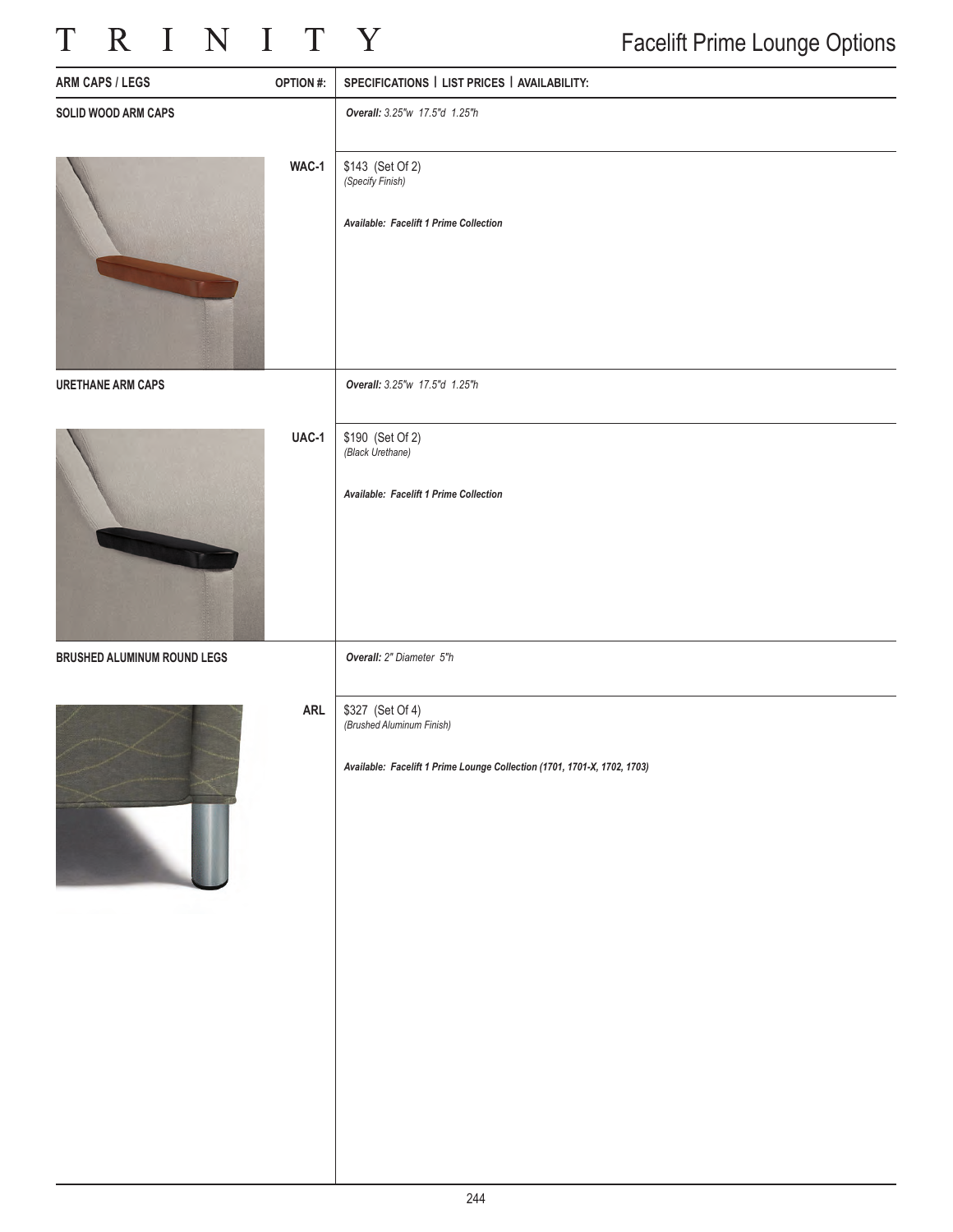## Facelift Prime Lounge Options

| ARM CAPS / LEGS | OPTION #: | SPECIFICATIONS \| LIST PRICES \| AVAILABILITY: |
|---|---|---|
| **SOLID WOOD ARM CAPS** | | ***Overall:** 3.25"w 17.5"d 1.25"h* |
| | **WAC-1** | $143 (Set Of 2)<br>*(Specify Finish)*<br><br>***Available: Facelift 1 Prime Collection*** |
| **URETHANE ARM CAPS** | | ***Overall:** 3.25"w 17.5"d 1.25"h* |
| | **UAC-1** | $190 (Set Of 2)<br>*(Black Urethane)*<br><br>***Available: Facelift 1 Prime Collection*** |
| **BRUSHED ALUMINUM ROUND LEGS** | | ***Overall:** 2" Diameter 5"h* |
| | **ARL** | $327 (Set Of 4)<br>*(Brushed Aluminum Finish)*<br><br>***Available: Facelift 1 Prime Lounge Collection (1701, 1701-X, 1702, 1703)*** |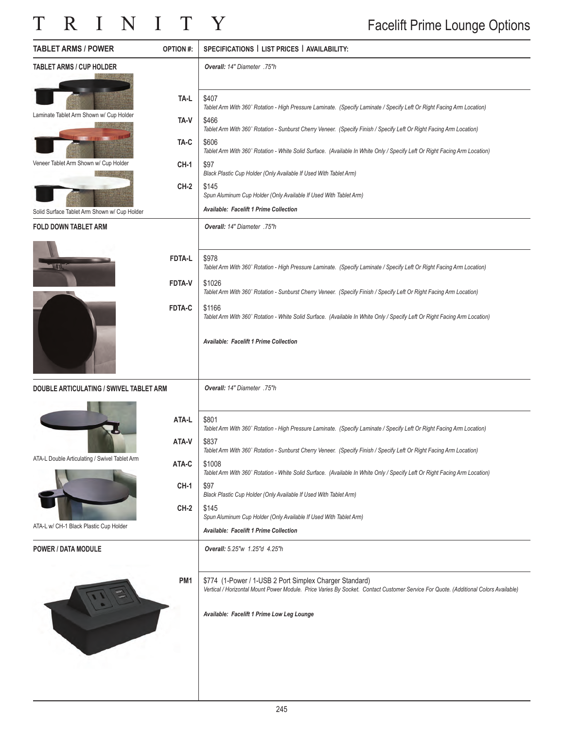# Facelift Prime Lounge Options

| TABLET ARMS / POWER | OPTION #: | SPECIFICATIONS \| LIST PRICES \| AVAILABILITY: |
|---|---|---|
| **TABLET ARMS / CUP HOLDER** | | ***Overall:** 14" Diameter .75"h* |
| Laminate Tablet Arm Shown w/ Cup Holder | **TA-L** | $407 *Tablet Arm With 360˚ Rotation - High Pressure Laminate. (Specify Laminate / Specify Left Or Right Facing Arm Location)* |
| | **TA-V** | $466 *Tablet Arm With 360˚ Rotation - Sunburst Cherry Veneer. (Specify Finish / Specify Left Or Right Facing Arm Location)* |
| Veneer Tablet Arm Shown w/ Cup Holder | **TA-C** | $606 *Tablet Arm With 360˚ Rotation - White Solid Surface. (Available In White Only / Specify Left Or Right Facing Arm Location)* |
| | **CH-1** | $97 *Black Plastic Cup Holder (Only Available If Used With Tablet Arm)* |
| Solid Surface Tablet Arm Shown w/ Cup Holder | **CH-2** | $145 *Spun Aluminum Cup Holder (Only Available If Used With Tablet Arm)* |
| | | ***Available: Facelift 1 Prime Collection*** |
| **FOLD DOWN TABLET ARM** | | ***Overall:** 14" Diameter .75"h* |
| | **FDTA-L** | $978 *Tablet Arm With 360˚ Rotation - High Pressure Laminate. (Specify Laminate / Specify Left Or Right Facing Arm Location)* |
| | **FDTA-V** | $1026 *Tablet Arm With 360˚ Rotation - Sunburst Cherry Veneer. (Specify Finish / Specify Left Or Right Facing Arm Location)* |
| | **FDTA-C** | $1166 *Tablet Arm With 360˚ Rotation - White Solid Surface. (Available In White Only / Specify Left Or Right Facing Arm Location)* |
| | | ***Available: Facelift 1 Prime Collection*** |
| **DOUBLE ARTICULATING / SWIVEL TABLET ARM** | | ***Overall:** 14" Diameter .75"h* |
| | **ATA-L** | $801 *Tablet Arm With 360˚ Rotation - High Pressure Laminate. (Specify Laminate / Specify Left Or Right Facing Arm Location)* |
| ATA-L Double Articulating / Swivel Tablet Arm | **ATA-V** | $837 *Tablet Arm With 360˚ Rotation - Sunburst Cherry Veneer. (Specify Finish / Specify Left Or Right Facing Arm Location)* |
| | **ATA-C** | $1008 *Tablet Arm With 360˚ Rotation - White Solid Surface. (Available In White Only / Specify Left Or Right Facing Arm Location)* |
| | **CH-1** | $97 *Black Plastic Cup Holder (Only Available If Used With Tablet Arm)* |
| ATA-L w/ CH-1 Black Plastic Cup Holder | **CH-2** | $145 *Spun Aluminum Cup Holder (Only Available If Used With Tablet Arm)* |
| | | ***Available: Facelift 1 Prime Collection*** |
| **POWER / DATA MODULE** | | ***Overall:** 5.25"w 1.25"d 4.25"h* |
| | **PM1** | $774 (1-Power / 1-USB 2 Port Simplex Charger Standard) *Vertical / Horizontal Mount Power Module. Price Varies By Socket. Contact Customer Service For Quote. (Additional Colors Available)* |
| | | ***Available: Facelift 1 Prime Low Leg Lounge*** |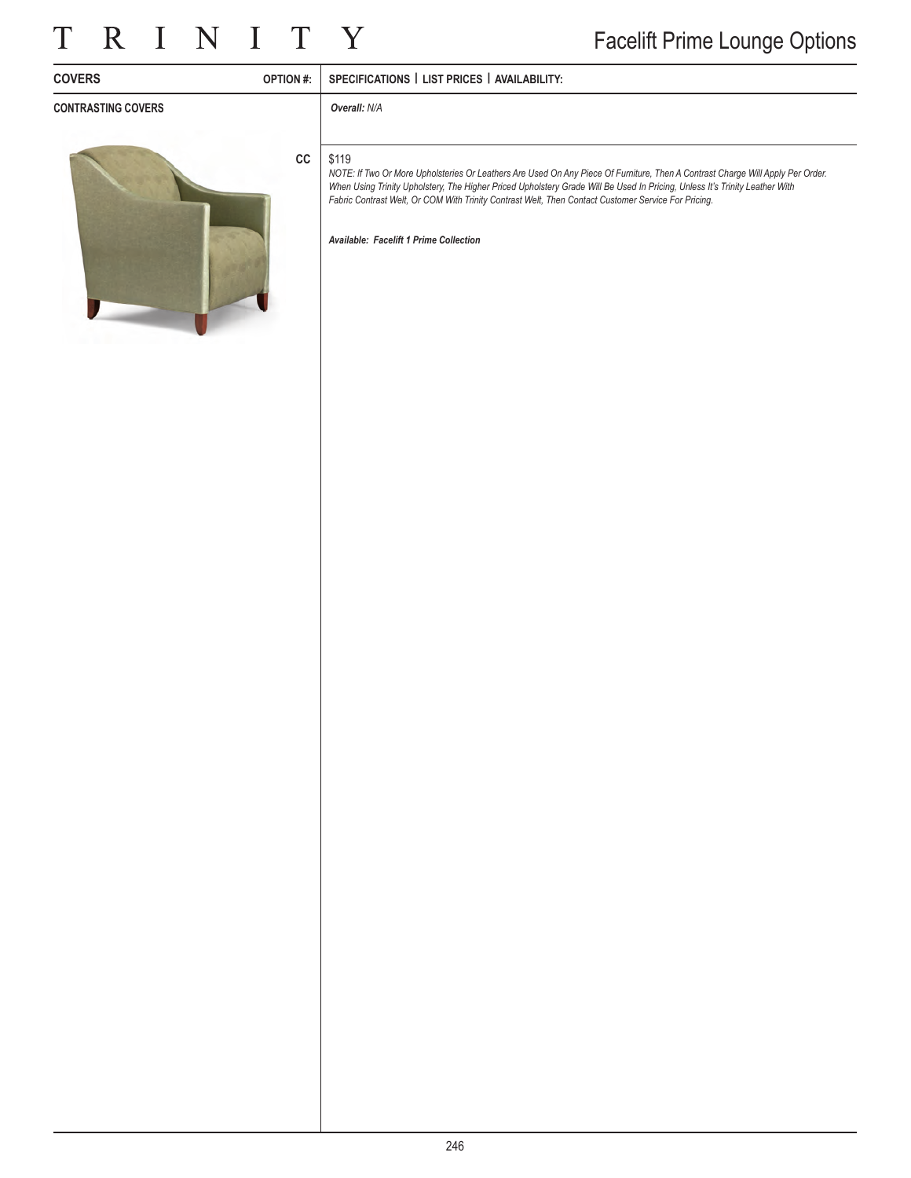# Facelift Prime Lounge Options

| COVERS | OPTION #: | SPECIFICATIONS \| LIST PRICES \| AVAILABILITY: |
|---|---|---|
| **CONTRASTING COVERS** | | ***Overall:*** *N/A* |
| | **CC** | $119<br>*NOTE: If Two Or More Upholsteries Or Leathers Are Used On Any Piece Of Furniture, Then A Contrast Charge Will Apply Per Order. When Using Trinity Upholstery, The Higher Priced Upholstery Grade Will Be Used In Pricing, Unless It's Trinity Leather With Fabric Contrast Welt, Or COM With Trinity Contrast Welt, Then Contact Customer Service For Pricing.*<br><br>***Available: Facelift 1 Prime Collection*** |